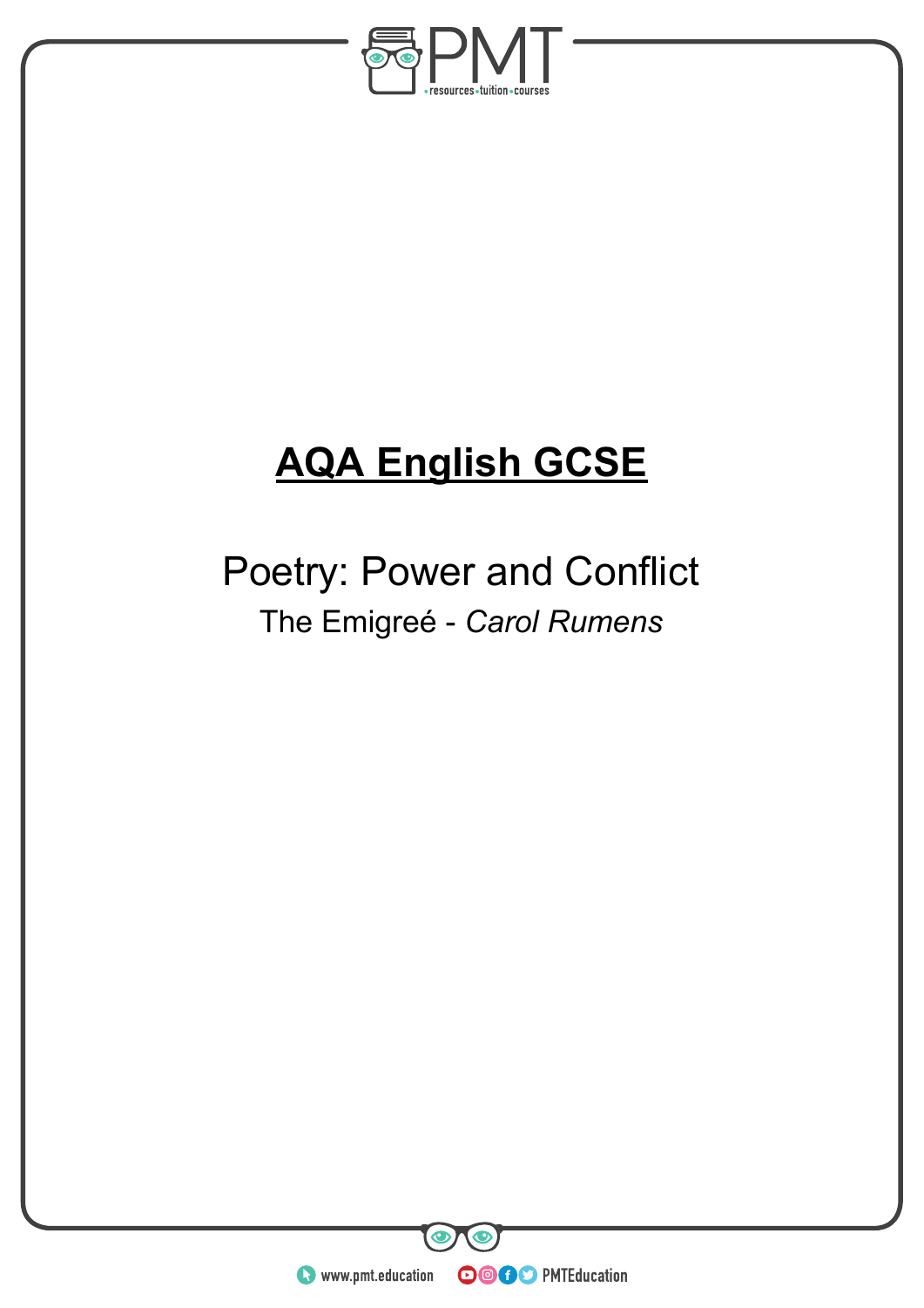# AQA English GCSE

## Poetry: Power and Conflict

The Emigreé - *Carol Rumens*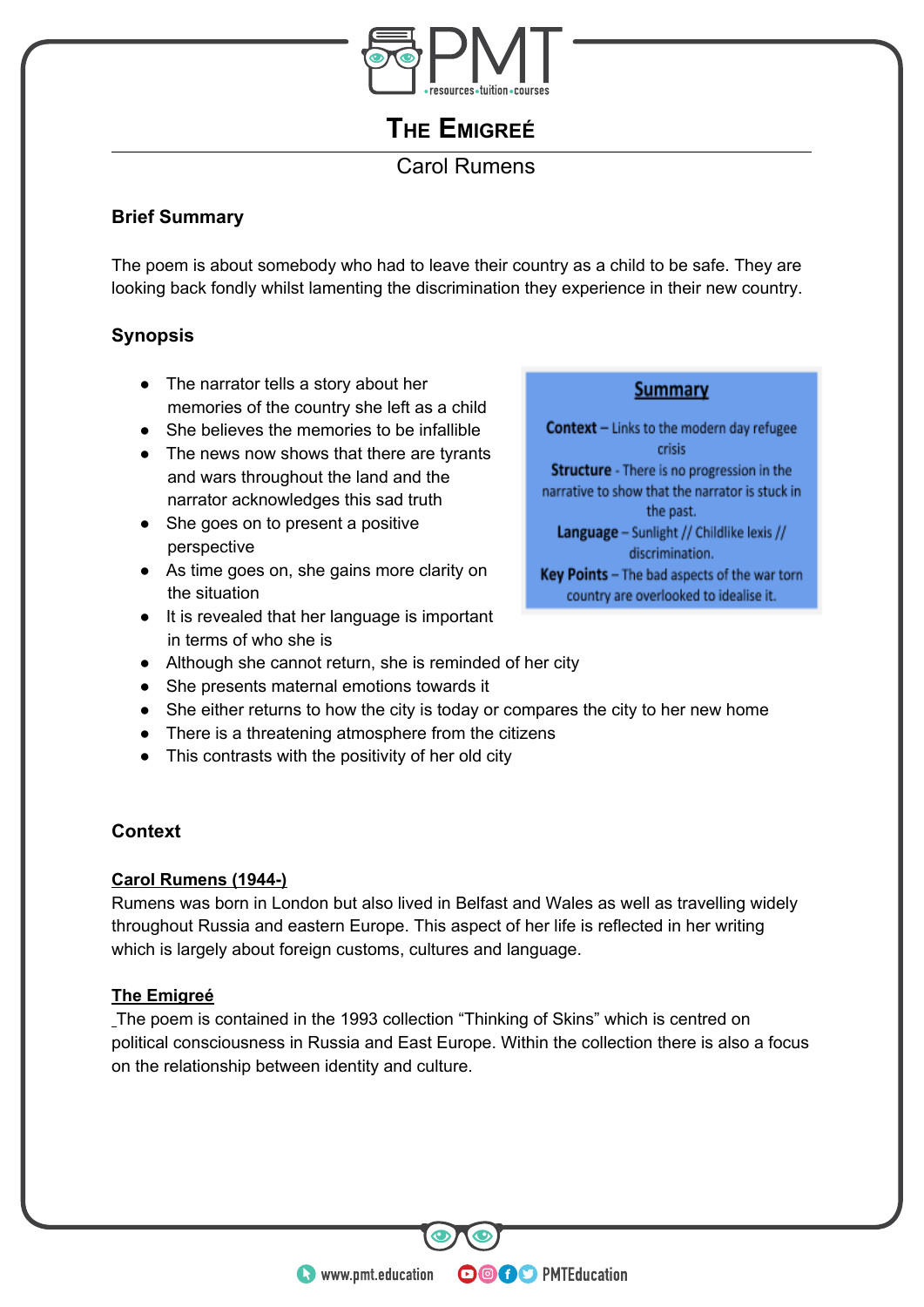# The Emigreé

Carol Rumens

## Brief Summary

The poem is about somebody who had to leave their country as a child to be safe. They are looking back fondly whilst lamenting the discrimination they experience in their new country.

## Synopsis

- The narrator tells a story about her memories of the country she left as a child
- She believes the memories to be infallible
- The news now shows that there are tyrants and wars throughout the land and the narrator acknowledges this sad truth
- She goes on to present a positive perspective
- As time goes on, she gains more clarity on the situation
- It is revealed that her language is important in terms of who she is
- Although she cannot return, she is reminded of her city
- She presents maternal emotions towards it
- She either returns to how the city is today or compares the city to her new home
- There is a threatening atmosphere from the citizens
- This contrasts with the positivity of her old city

**Summary**

**Context** – Links to the modern day refugee crisis

**Structure** - There is no progression in the narrative to show that the narrator is stuck in the past.

**Language** – Sunlight // Childlike lexis // discrimination.

**Key Points** – The bad aspects of the war torn country are overlooked to idealise it.

## Context

**Carol Rumens (1944-)**

Rumens was born in London but also lived in Belfast and Wales as well as travelling widely throughout Russia and eastern Europe. This aspect of her life is reflected in her writing which is largely about foreign customs, cultures and language.

**The Emigreé**

The poem is contained in the 1993 collection "Thinking of Skins" which is centred on political consciousness in Russia and East Europe. Within the collection there is also a focus on the relationship between identity and culture.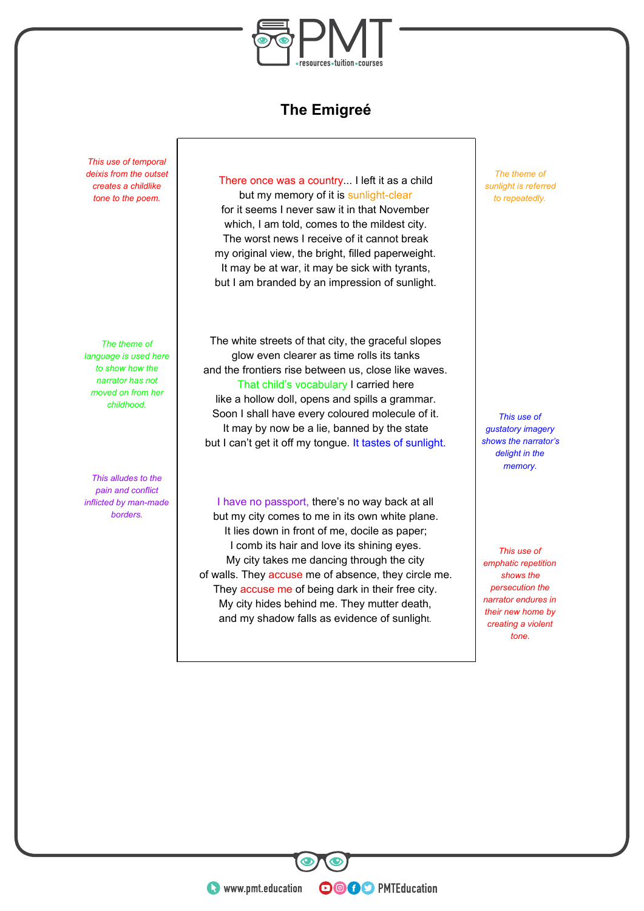# The Emigreé

*This use of temporal deixis from the outset creates a childlike tone to the poem.*

There once was a country... I left it as a child
but my memory of it is sunlight-clear
for it seems I never saw it in that November
which, I am told, comes to the mildest city.
The worst news I receive of it cannot break
my original view, the bright, filled paperweight.
It may be at war, it may be sick with tyrants,
but I am branded by an impression of sunlight.

*The theme of sunlight is referred to repeatedly.*

*The theme of language is used here to show how the narrator has not moved on from her childhood.*

The white streets of that city, the graceful slopes
glow even clearer as time rolls its tanks
and the frontiers rise between us, close like waves.
That child's vocabulary I carried here
like a hollow doll, opens and spills a grammar.
Soon I shall have every coloured molecule of it.
It may by now be a lie, banned by the state
but I can't get it off my tongue. It tastes of sunlight.

*This use of gustatory imagery shows the narrator's delight in the memory.*

*This alludes to the pain and conflict inflicted by man-made borders.*

I have no passport, there's no way back at all
but my city comes to me in its own white plane.
It lies down in front of me, docile as paper;
I comb its hair and love its shining eyes.
My city takes me dancing through the city
of walls. They accuse me of absence, they circle me.
They accuse me of being dark in their free city.
My city hides behind me. They mutter death,
and my shadow falls as evidence of sunlight.

*This use of emphatic repetition shows the persecution the narrator endures in their new home by creating a violent tone.*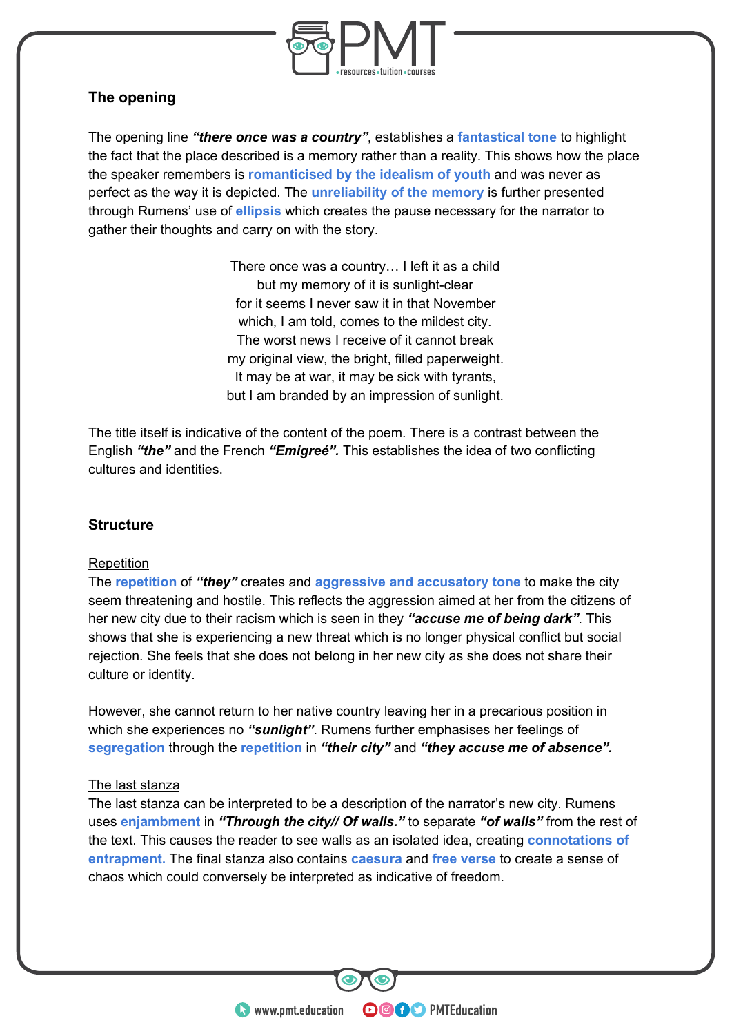## The opening

The opening line ***"there once was a country"***, establishes a **fantastical tone** to highlight the fact that the place described is a memory rather than a reality. This shows how the place the speaker remembers is **romanticised by the idealism of youth** and was never as perfect as the way it is depicted. The **unreliability of the memory** is further presented through Rumens' use of **ellipsis** which creates the pause necessary for the narrator to gather their thoughts and carry on with the story.

> There once was a country… I left it as a child
> but my memory of it is sunlight-clear
> for it seems I never saw it in that November
> which, I am told, comes to the mildest city.
> The worst news I receive of it cannot break
> my original view, the bright, filled paperweight.
> It may be at war, it may be sick with tyrants,
> but I am branded by an impression of sunlight.

The title itself is indicative of the content of the poem. There is a contrast between the English ***"the"*** and the French ***"Emigreé".*** This establishes the idea of two conflicting cultures and identities.

## Structure

<u>Repetition</u>

The **repetition** of ***"they"*** creates and **aggressive and accusatory tone** to make the city seem threatening and hostile. This reflects the aggression aimed at her from the citizens of her new city due to their racism which is seen in they ***"accuse me of being dark"***. This shows that she is experiencing a new threat which is no longer physical conflict but social rejection. She feels that she does not belong in her new city as she does not share their culture or identity.

However, she cannot return to her native country leaving her in a precarious position in which she experiences no ***"sunlight"***. Rumens further emphasises her feelings of **segregation** through the **repetition** in ***"their city"*** and ***"they accuse me of absence".***

<u>The last stanza</u>

The last stanza can be interpreted to be a description of the narrator's new city. Rumens uses **enjambment** in ***"Through the city// Of walls."*** to separate ***"of walls"*** from the rest of the text. This causes the reader to see walls as an isolated idea, creating **connotations of entrapment.** The final stanza also contains **caesura** and **free verse** to create a sense of chaos which could conversely be interpreted as indicative of freedom.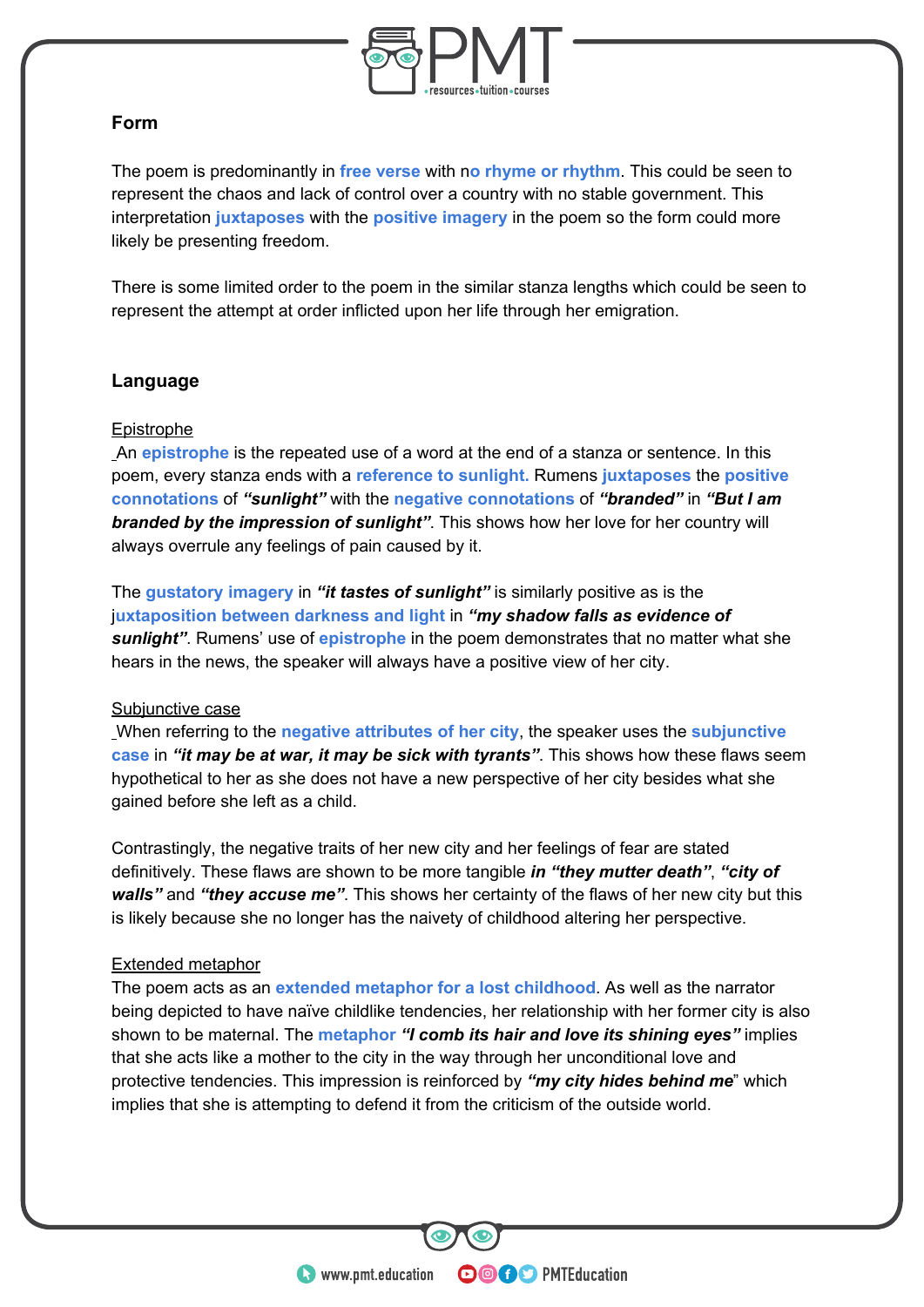## Form

The poem is predominantly in **free verse** with n**o rhyme or rhythm**. This could be seen to represent the chaos and lack of control over a country with no stable government. This interpretation **juxtaposes** with the **positive imagery** in the poem so the form could more likely be presenting freedom.

There is some limited order to the poem in the similar stanza lengths which could be seen to represent the attempt at order inflicted upon her life through her emigration.

## Language

### Epistrophe

An **epistrophe** is the repeated use of a word at the end of a stanza or sentence. In this poem, every stanza ends with a **reference to sunlight.** Rumens **juxtaposes** the **positive connotations** of ***"sunlight"*** with the **negative connotations** of ***"branded"*** in ***"But I am branded by the impression of sunlight"***. This shows how her love for her country will always overrule any feelings of pain caused by it.

The **gustatory imagery** in ***"it tastes of sunlight"*** is similarly positive as is the j**uxtaposition between darkness and light** in ***"my shadow falls as evidence of sunlight"***. Rumens' use of **epistrophe** in the poem demonstrates that no matter what she hears in the news, the speaker will always have a positive view of her city.

### Subjunctive case

When referring to the **negative attributes of her city**, the speaker uses the **subjunctive case** in ***"it may be at war, it may be sick with tyrants"***. This shows how these flaws seem hypothetical to her as she does not have a new perspective of her city besides what she gained before she left as a child.

Contrastingly, the negative traits of her new city and her feelings of fear are stated definitively. These flaws are shown to be more tangible ***in "they mutter death"***, ***"city of walls"*** and ***"they accuse me"***. This shows her certainty of the flaws of her new city but this is likely because she no longer has the naivety of childhood altering her perspective.

### Extended metaphor

The poem acts as an **extended metaphor for a lost childhood**. As well as the narrator being depicted to have naïve childlike tendencies, her relationship with her former city is also shown to be maternal. The **metaphor** ***"I comb its hair and love its shining eyes"*** implies that she acts like a mother to the city in the way through her unconditional love and protective tendencies. This impression is reinforced by ***"my city hides behind me"*** which implies that she is attempting to defend it from the criticism of the outside world.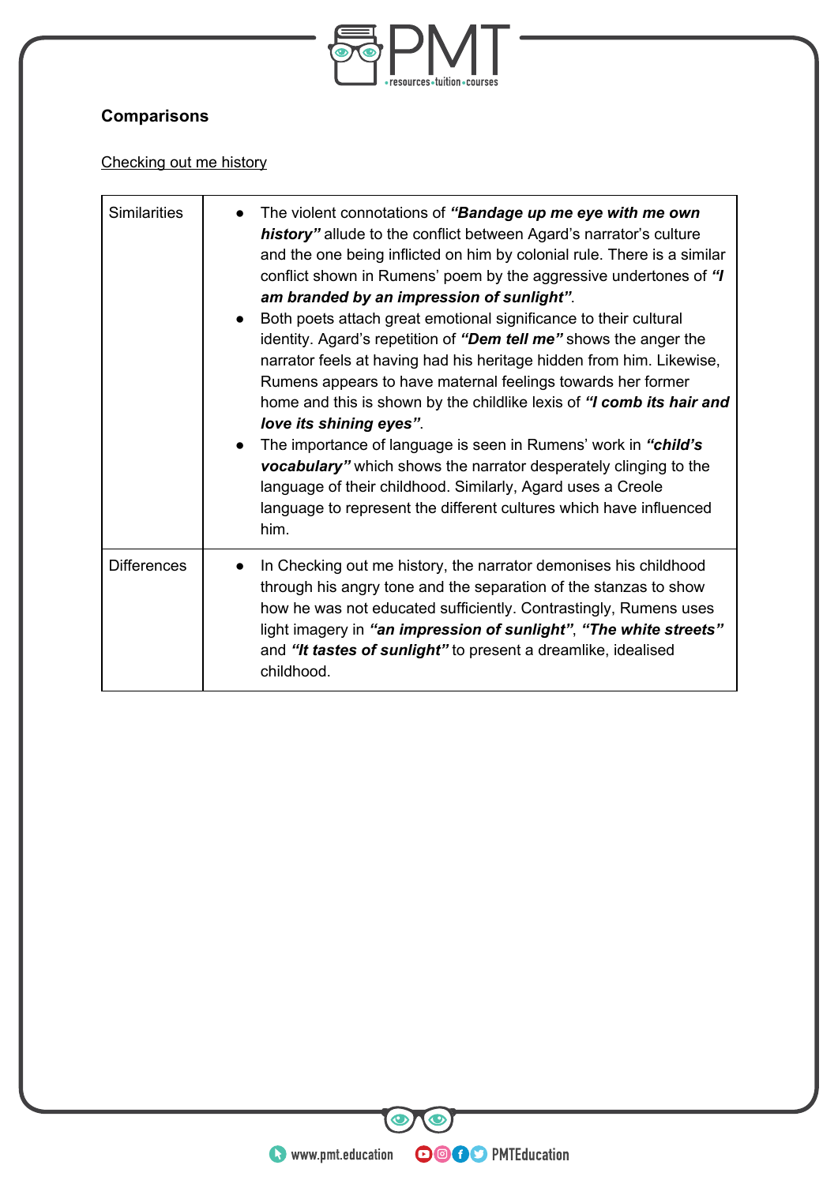**Comparisons**

Checking out me history

| | |
|---|---|
| Similarities | • The violent connotations of ***"Bandage up me eye with me own history"*** allude to the conflict between Agard's narrator's culture and the one being inflicted on him by colonial rule. There is a similar conflict shown in Rumens' poem by the aggressive undertones of ***"I am branded by an impression of sunlight"***. <br> • Both poets attach great emotional significance to their cultural identity. Agard's repetition of ***"Dem tell me"*** shows the anger the narrator feels at having had his heritage hidden from him. Likewise, Rumens appears to have maternal feelings towards her former home and this is shown by the childlike lexis of ***"I comb its hair and love its shining eyes"***. <br> • The importance of language is seen in Rumens' work in ***"child's vocabulary"*** which shows the narrator desperately clinging to the language of their childhood. Similarly, Agard uses a Creole language to represent the different cultures which have influenced him. |
| Differences | • In Checking out me history, the narrator demonises his childhood through his angry tone and the separation of the stanzas to show how he was not educated sufficiently. Contrastingly, Rumens uses light imagery in ***"an impression of sunlight"***, ***"The white streets"*** and ***"It tastes of sunlight"*** to present a dreamlike, idealised childhood. |